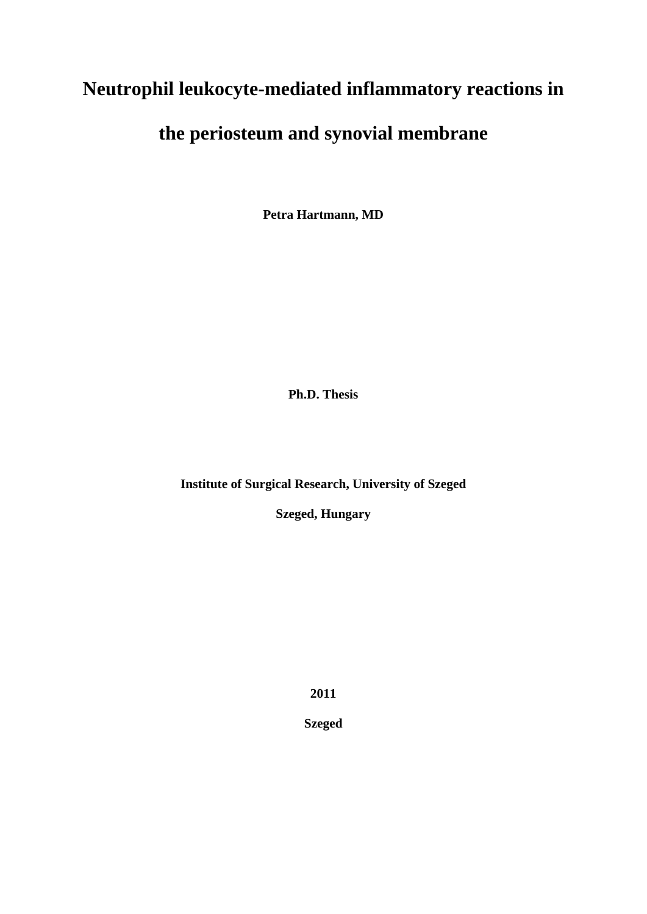# Neutrophil leukocyte-mediated inflammatory reactions in the periosteum and synovial membrane

**Petra Hartmann, MD**

**Ph.D. Thesis**

**Institute of Surgical Research, University of Szeged**

**Szeged, Hungary**

**2011**

**Szeged**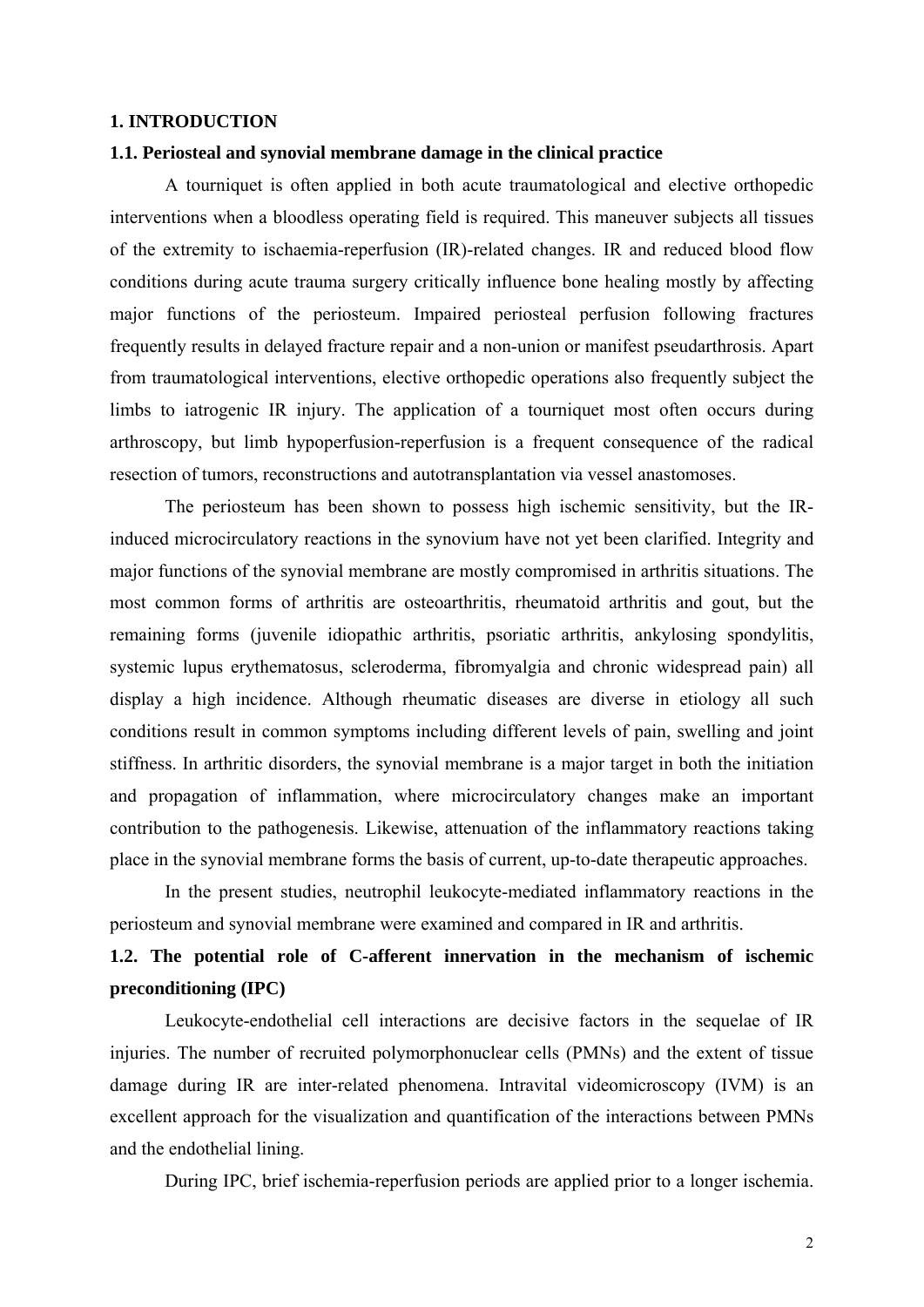## 1. INTRODUCTION

### 1.1. Periosteal and synovial membrane damage in the clinical practice

A tourniquet is often applied in both acute traumatological and elective orthopedic interventions when a bloodless operating field is required. This maneuver subjects all tissues of the extremity to ischaemia-reperfusion (IR)-related changes. IR and reduced blood flow conditions during acute trauma surgery critically influence bone healing mostly by affecting major functions of the periosteum. Impaired periosteal perfusion following fractures frequently results in delayed fracture repair and a non-union or manifest pseudarthrosis. Apart from traumatological interventions, elective orthopedic operations also frequently subject the limbs to iatrogenic IR injury. The application of a tourniquet most often occurs during arthroscopy, but limb hypoperfusion-reperfusion is a frequent consequence of the radical resection of tumors, reconstructions and autotransplantation via vessel anastomoses.

The periosteum has been shown to possess high ischemic sensitivity, but the IR-induced microcirculatory reactions in the synovium have not yet been clarified. Integrity and major functions of the synovial membrane are mostly compromised in arthritis situations. The most common forms of arthritis are osteoarthritis, rheumatoid arthritis and gout, but the remaining forms (juvenile idiopathic arthritis, psoriatic arthritis, ankylosing spondylitis, systemic lupus erythematosus, scleroderma, fibromyalgia and chronic widespread pain) all display a high incidence. Although rheumatic diseases are diverse in etiology all such conditions result in common symptoms including different levels of pain, swelling and joint stiffness. In arthritic disorders, the synovial membrane is a major target in both the initiation and propagation of inflammation, where microcirculatory changes make an important contribution to the pathogenesis. Likewise, attenuation of the inflammatory reactions taking place in the synovial membrane forms the basis of current, up-to-date therapeutic approaches.

In the present studies, neutrophil leukocyte-mediated inflammatory reactions in the periosteum and synovial membrane were examined and compared in IR and arthritis.

### 1.2. The potential role of C-afferent innervation in the mechanism of ischemic preconditioning (IPC)

Leukocyte-endothelial cell interactions are decisive factors in the sequelae of IR injuries. The number of recruited polymorphonuclear cells (PMNs) and the extent of tissue damage during IR are inter-related phenomena. Intravital videomicroscopy (IVM) is an excellent approach for the visualization and quantification of the interactions between PMNs and the endothelial lining.

During IPC, brief ischemia-reperfusion periods are applied prior to a longer ischemia.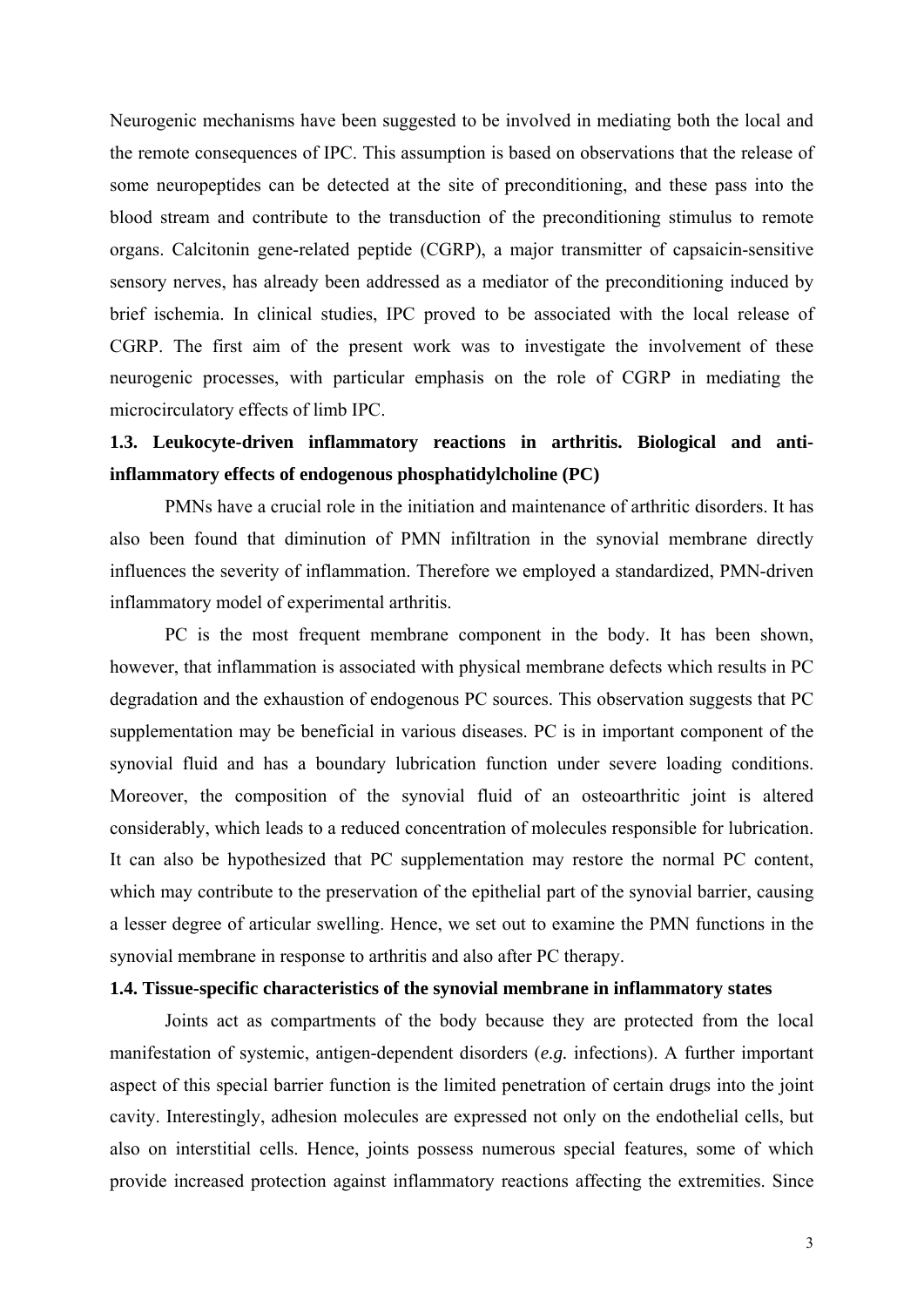Neurogenic mechanisms have been suggested to be involved in mediating both the local and the remote consequences of IPC. This assumption is based on observations that the release of some neuropeptides can be detected at the site of preconditioning, and these pass into the blood stream and contribute to the transduction of the preconditioning stimulus to remote organs. Calcitonin gene-related peptide (CGRP), a major transmitter of capsaicin-sensitive sensory nerves, has already been addressed as a mediator of the preconditioning induced by brief ischemia. In clinical studies, IPC proved to be associated with the local release of CGRP. The first aim of the present work was to investigate the involvement of these neurogenic processes, with particular emphasis on the role of CGRP in mediating the microcirculatory effects of limb IPC.

### 1.3. Leukocyte-driven inflammatory reactions in arthritis. Biological and anti-inflammatory effects of endogenous phosphatidylcholine (PC)

PMNs have a crucial role in the initiation and maintenance of arthritic disorders. It has also been found that diminution of PMN infiltration in the synovial membrane directly influences the severity of inflammation. Therefore we employed a standardized, PMN-driven inflammatory model of experimental arthritis.

PC is the most frequent membrane component in the body. It has been shown, however, that inflammation is associated with physical membrane defects which results in PC degradation and the exhaustion of endogenous PC sources. This observation suggests that PC supplementation may be beneficial in various diseases. PC is in important component of the synovial fluid and has a boundary lubrication function under severe loading conditions. Moreover, the composition of the synovial fluid of an osteoarthritic joint is altered considerably, which leads to a reduced concentration of molecules responsible for lubrication. It can also be hypothesized that PC supplementation may restore the normal PC content, which may contribute to the preservation of the epithelial part of the synovial barrier, causing a lesser degree of articular swelling. Hence, we set out to examine the PMN functions in the synovial membrane in response to arthritis and also after PC therapy.

### 1.4. Tissue-specific characteristics of the synovial membrane in inflammatory states

Joints act as compartments of the body because they are protected from the local manifestation of systemic, antigen-dependent disorders (*e.g.* infections). A further important aspect of this special barrier function is the limited penetration of certain drugs into the joint cavity. Interestingly, adhesion molecules are expressed not only on the endothelial cells, but also on interstitial cells. Hence, joints possess numerous special features, some of which provide increased protection against inflammatory reactions affecting the extremities. Since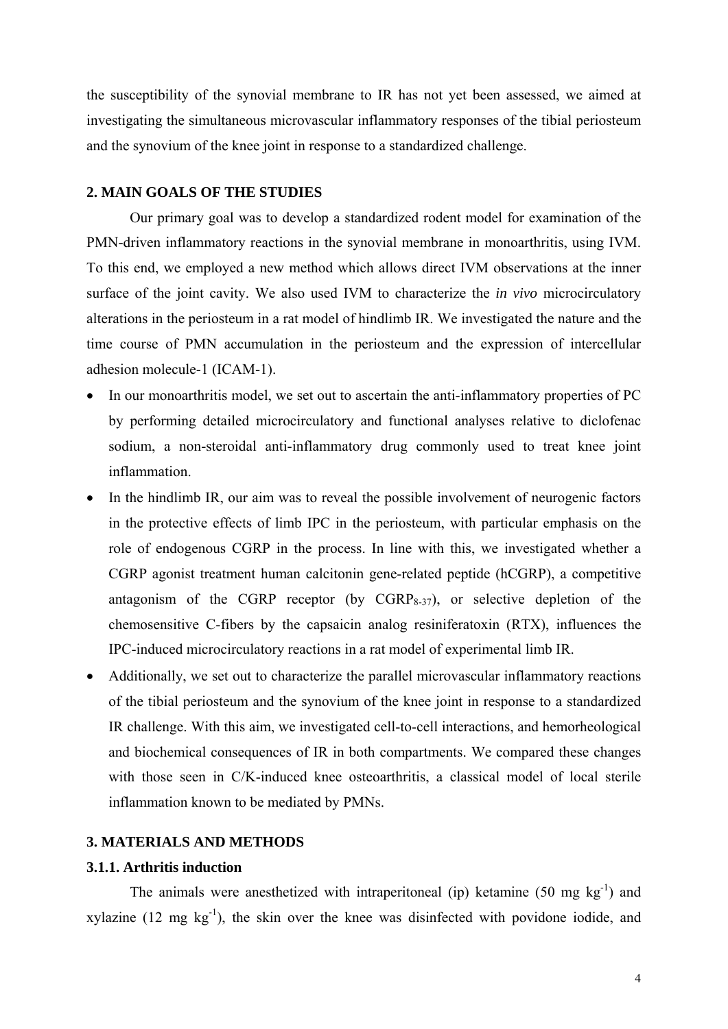the susceptibility of the synovial membrane to IR has not yet been assessed, we aimed at investigating the simultaneous microvascular inflammatory responses of the tibial periosteum and the synovium of the knee joint in response to a standardized challenge.

## 2. MAIN GOALS OF THE STUDIES

Our primary goal was to develop a standardized rodent model for examination of the PMN-driven inflammatory reactions in the synovial membrane in monoarthritis, using IVM. To this end, we employed a new method which allows direct IVM observations at the inner surface of the joint cavity. We also used IVM to characterize the *in vivo* microcirculatory alterations in the periosteum in a rat model of hindlimb IR. We investigated the nature and the time course of PMN accumulation in the periosteum and the expression of intercellular adhesion molecule-1 (ICAM-1).

- In our monoarthritis model, we set out to ascertain the anti-inflammatory properties of PC by performing detailed microcirculatory and functional analyses relative to diclofenac sodium, a non-steroidal anti-inflammatory drug commonly used to treat knee joint inflammation.
- In the hindlimb IR, our aim was to reveal the possible involvement of neurogenic factors in the protective effects of limb IPC in the periosteum, with particular emphasis on the role of endogenous CGRP in the process. In line with this, we investigated whether a CGRP agonist treatment human calcitonin gene-related peptide (hCGRP), a competitive antagonism of the CGRP receptor (by $CGRP_{8-37}$), or selective depletion of the chemosensitive C-fibers by the capsaicin analog resiniferatoxin (RTX), influences the IPC-induced microcirculatory reactions in a rat model of experimental limb IR.
- Additionally, we set out to characterize the parallel microvascular inflammatory reactions of the tibial periosteum and the synovium of the knee joint in response to a standardized IR challenge. With this aim, we investigated cell-to-cell interactions, and hemorheological and biochemical consequences of IR in both compartments. We compared these changes with those seen in C/K-induced knee osteoarthritis, a classical model of local sterile inflammation known to be mediated by PMNs.

## 3. MATERIALS AND METHODS

### 3.1.1. Arthritis induction

The animals were anesthetized with intraperitoneal (ip) ketamine (50 mg $kg^{-1}$) and xylazine (12 mg $kg^{-1}$), the skin over the knee was disinfected with povidone iodide, and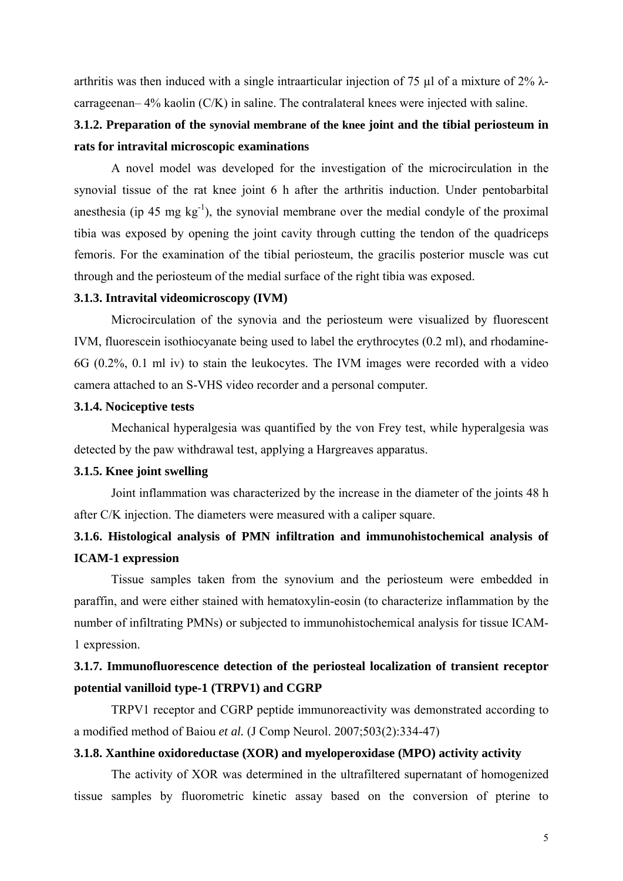arthritis was then induced with a single intraarticular injection of 75 μl of a mixture of 2% λ-carrageenan– 4% kaolin (C/K) in saline. The contralateral knees were injected with saline.

### 3.1.2. Preparation of the synovial membrane of the knee joint and the tibial periosteum in rats for intravital microscopic examinations

A novel model was developed for the investigation of the microcirculation in the synovial tissue of the rat knee joint 6 h after the arthritis induction. Under pentobarbital anesthesia (ip 45 mg $kg^{-1}$), the synovial membrane over the medial condyle of the proximal tibia was exposed by opening the joint cavity through cutting the tendon of the quadriceps femoris. For the examination of the tibial periosteum, the gracilis posterior muscle was cut through and the periosteum of the medial surface of the right tibia was exposed.

### 3.1.3. Intravital videomicroscopy (IVM)

Microcirculation of the synovia and the periosteum were visualized by fluorescent IVM, fluorescein isothiocyanate being used to label the erythrocytes (0.2 ml), and rhodamine-6G (0.2%, 0.1 ml iv) to stain the leukocytes. The IVM images were recorded with a video camera attached to an S-VHS video recorder and a personal computer.

### 3.1.4. Nociceptive tests

Mechanical hyperalgesia was quantified by the von Frey test, while hyperalgesia was detected by the paw withdrawal test, applying a Hargreaves apparatus.

### 3.1.5. Knee joint swelling

Joint inflammation was characterized by the increase in the diameter of the joints 48 h after C/K injection. The diameters were measured with a caliper square.

### 3.1.6. Histological analysis of PMN infiltration and immunohistochemical analysis of ICAM-1 expression

Tissue samples taken from the synovium and the periosteum were embedded in paraffin, and were either stained with hematoxylin-eosin (to characterize inflammation by the number of infiltrating PMNs) or subjected to immunohistochemical analysis for tissue ICAM-1 expression.

### 3.1.7. Immunofluorescence detection of the periosteal localization of transient receptor potential vanilloid type-1 (TRPV1) and CGRP

TRPV1 receptor and CGRP peptide immunoreactivity was demonstrated according to a modified method of Baiou *et al.* (J Comp Neurol. 2007;503(2):334-47)

### 3.1.8. Xanthine oxidoreductase (XOR) and myeloperoxidase (MPO) activity activity

The activity of XOR was determined in the ultrafiltered supernatant of homogenized tissue samples by fluorometric kinetic assay based on the conversion of pterine to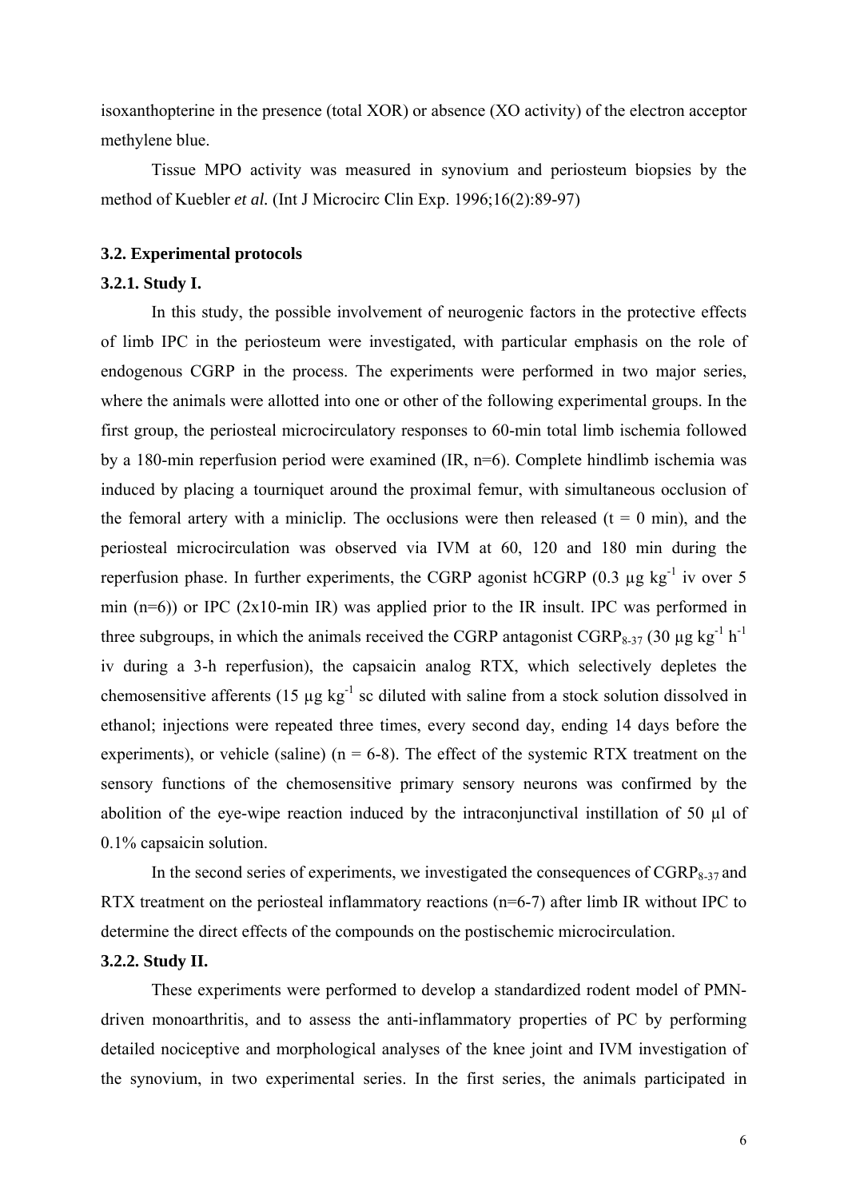isoxanthopterine in the presence (total XOR) or absence (XO activity) of the electron acceptor methylene blue.

Tissue MPO activity was measured in synovium and periosteum biopsies by the method of Kuebler *et al.* (Int J Microcirc Clin Exp. 1996;16(2):89-97)

### 3.2. Experimental protocols

#### 3.2.1. Study I.

In this study, the possible involvement of neurogenic factors in the protective effects of limb IPC in the periosteum were investigated, with particular emphasis on the role of endogenous CGRP in the process. The experiments were performed in two major series, where the animals were allotted into one or other of the following experimental groups. In the first group, the periosteal microcirculatory responses to 60-min total limb ischemia followed by a 180-min reperfusion period were examined (IR, n=6). Complete hindlimb ischemia was induced by placing a tourniquet around the proximal femur, with simultaneous occlusion of the femoral artery with a miniclip. The occlusions were then released (t = 0 min), and the periosteal microcirculation was observed via IVM at 60, 120 and 180 min during the reperfusion phase. In further experiments, the CGRP agonist hCGRP (0.3 µg $kg^{-1}$ iv over 5 min (n=6)) or IPC (2x10-min IR) was applied prior to the IR insult. IPC was performed in three subgroups, in which the animals received the CGRP antagonist $CGRP_{8-37}$ (30 µg $kg^{-1}$ $h^{-1}$ iv during a 3-h reperfusion), the capsaicin analog RTX, which selectively depletes the chemosensitive afferents (15 µg $kg^{-1}$ sc diluted with saline from a stock solution dissolved in ethanol; injections were repeated three times, every second day, ending 14 days before the experiments), or vehicle (saline) (n = 6-8). The effect of the systemic RTX treatment on the sensory functions of the chemosensitive primary sensory neurons was confirmed by the abolition of the eye-wipe reaction induced by the intraconjunctival instillation of 50 µl of 0.1% capsaicin solution.

In the second series of experiments, we investigated the consequences of $CGRP_{8-37}$ and RTX treatment on the periosteal inflammatory reactions (n=6-7) after limb IR without IPC to determine the direct effects of the compounds on the postischemic microcirculation.

#### 3.2.2. Study II.

These experiments were performed to develop a standardized rodent model of PMN-driven monoarthritis, and to assess the anti-inflammatory properties of PC by performing detailed nociceptive and morphological analyses of the knee joint and IVM investigation of the synovium, in two experimental series. In the first series, the animals participated in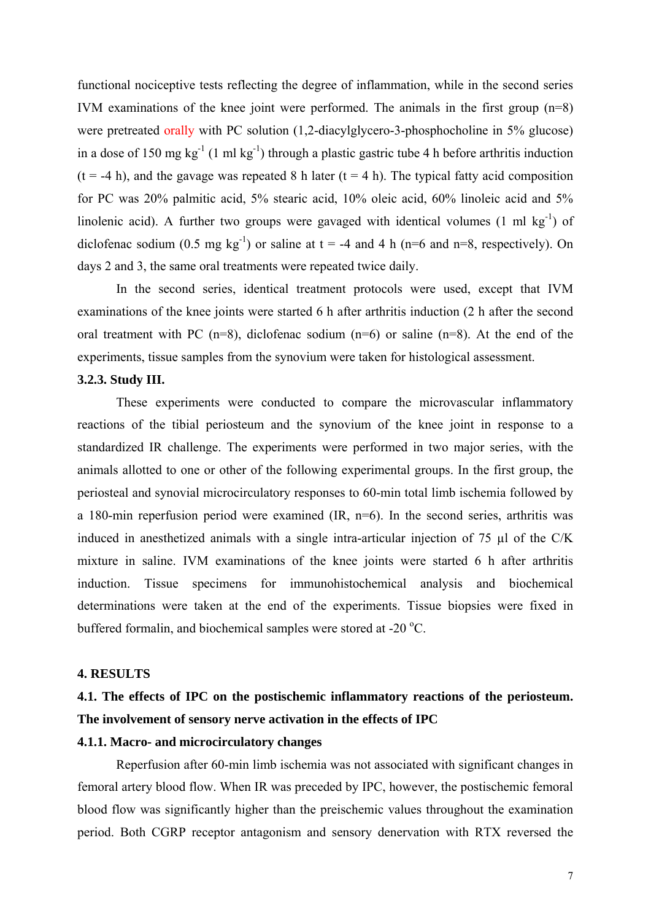functional nociceptive tests reflecting the degree of inflammation, while in the second series IVM examinations of the knee joint were performed. The animals in the first group (n=8) were pretreated orally with PC solution (1,2-diacylglycero-3-phosphocholine in 5% glucose) in a dose of 150 mg $kg^{-1}$ (1 ml $kg^{-1}$) through a plastic gastric tube 4 h before arthritis induction (t = -4 h), and the gavage was repeated 8 h later (t = 4 h). The typical fatty acid composition for PC was 20% palmitic acid, 5% stearic acid, 10% oleic acid, 60% linoleic acid and 5% linolenic acid). A further two groups were gavaged with identical volumes (1 ml $kg^{-1}$) of diclofenac sodium (0.5 mg $kg^{-1}$) or saline at t = -4 and 4 h (n=6 and n=8, respectively). On days 2 and 3, the same oral treatments were repeated twice daily.

In the second series, identical treatment protocols were used, except that IVM examinations of the knee joints were started 6 h after arthritis induction (2 h after the second oral treatment with PC (n=8), diclofenac sodium (n=6) or saline (n=8). At the end of the experiments, tissue samples from the synovium were taken for histological assessment.

### 3.2.3. Study III.

These experiments were conducted to compare the microvascular inflammatory reactions of the tibial periosteum and the synovium of the knee joint in response to a standardized IR challenge. The experiments were performed in two major series, with the animals allotted to one or other of the following experimental groups. In the first group, the periosteal and synovial microcirculatory responses to 60-min total limb ischemia followed by a 180-min reperfusion period were examined (IR, n=6). In the second series, arthritis was induced in anesthetized animals with a single intra-articular injection of 75 µl of the C/K mixture in saline. IVM examinations of the knee joints were started 6 h after arthritis induction. Tissue specimens for immunohistochemical analysis and biochemical determinations were taken at the end of the experiments. Tissue biopsies were fixed in buffered formalin, and biochemical samples were stored at -20 °C.

# 4. RESULTS

## 4.1. The effects of IPC on the postischemic inflammatory reactions of the periosteum. The involvement of sensory nerve activation in the effects of IPC

### 4.1.1. Macro- and microcirculatory changes

Reperfusion after 60-min limb ischemia was not associated with significant changes in femoral artery blood flow. When IR was preceded by IPC, however, the postischemic femoral blood flow was significantly higher than the preischemic values throughout the examination period. Both CGRP receptor antagonism and sensory denervation with RTX reversed the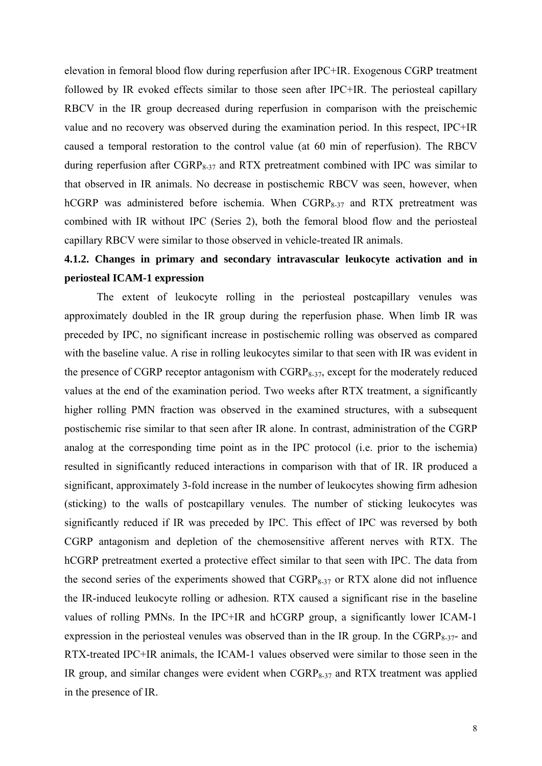elevation in femoral blood flow during reperfusion after IPC+IR. Exogenous CGRP treatment followed by IR evoked effects similar to those seen after IPC+IR. The periosteal capillary RBCV in the IR group decreased during reperfusion in comparison with the preischemic value and no recovery was observed during the examination period. In this respect, IPC+IR caused a temporal restoration to the control value (at 60 min of reperfusion). The RBCV during reperfusion after $CGRP_{8\text{-}37}$ and RTX pretreatment combined with IPC was similar to that observed in IR animals. No decrease in postischemic RBCV was seen, however, when hCGRP was administered before ischemia. When $CGRP_{8\text{-}37}$ and RTX pretreatment was combined with IR without IPC (Series 2), both the femoral blood flow and the periosteal capillary RBCV were similar to those observed in vehicle-treated IR animals.

#### 4.1.2. Changes in primary and secondary intravascular leukocyte activation and in periosteal ICAM-1 expression

The extent of leukocyte rolling in the periosteal postcapillary venules was approximately doubled in the IR group during the reperfusion phase. When limb IR was preceded by IPC, no significant increase in postischemic rolling was observed as compared with the baseline value. A rise in rolling leukocytes similar to that seen with IR was evident in the presence of CGRP receptor antagonism with $CGRP_{8\text{-}37}$, except for the moderately reduced values at the end of the examination period. Two weeks after RTX treatment, a significantly higher rolling PMN fraction was observed in the examined structures, with a subsequent postischemic rise similar to that seen after IR alone. In contrast, administration of the CGRP analog at the corresponding time point as in the IPC protocol (i.e. prior to the ischemia) resulted in significantly reduced interactions in comparison with that of IR. IR produced a significant, approximately 3-fold increase in the number of leukocytes showing firm adhesion (sticking) to the walls of postcapillary venules. The number of sticking leukocytes was significantly reduced if IR was preceded by IPC. This effect of IPC was reversed by both CGRP antagonism and depletion of the chemosensitive afferent nerves with RTX. The hCGRP pretreatment exerted a protective effect similar to that seen with IPC. The data from the second series of the experiments showed that $CGRP_{8\text{-}37}$ or RTX alone did not influence the IR-induced leukocyte rolling or adhesion. RTX caused a significant rise in the baseline values of rolling PMNs. In the IPC+IR and hCGRP group, a significantly lower ICAM-1 expression in the periosteal venules was observed than in the IR group. In the $CGRP_{8\text{-}37}$- and RTX-treated IPC+IR animals, the ICAM-1 values observed were similar to those seen in the IR group, and similar changes were evident when $CGRP_{8\text{-}37}$ and RTX treatment was applied in the presence of IR.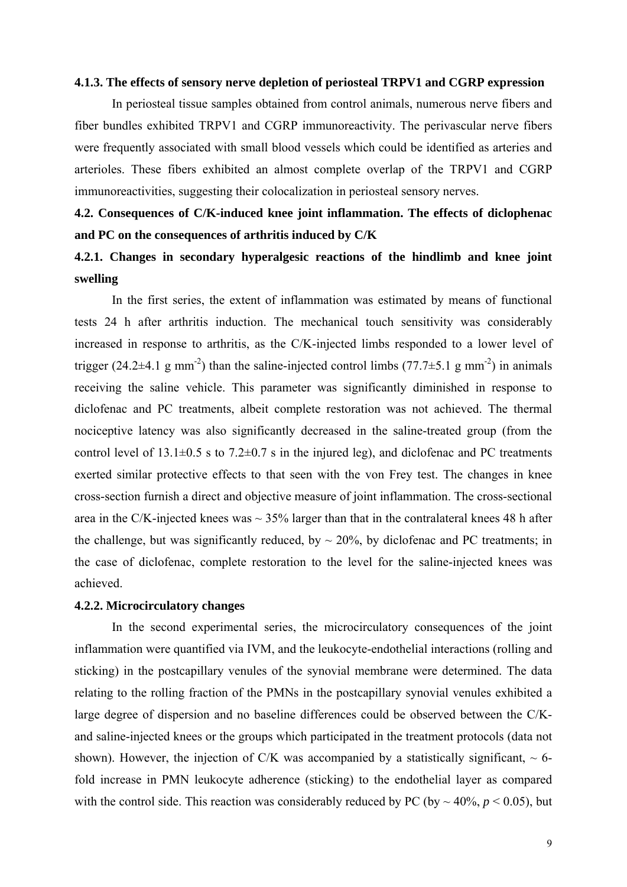#### 4.1.3. The effects of sensory nerve depletion of periosteal TRPV1 and CGRP expression

In periosteal tissue samples obtained from control animals, numerous nerve fibers and fiber bundles exhibited TRPV1 and CGRP immunoreactivity. The perivascular nerve fibers were frequently associated with small blood vessels which could be identified as arteries and arterioles. These fibers exhibited an almost complete overlap of the TRPV1 and CGRP immunoreactivities, suggesting their colocalization in periosteal sensory nerves.

### 4.2. Consequences of C/K-induced knee joint inflammation. The effects of diclophenac and PC on the consequences of arthritis induced by C/K

#### 4.2.1. Changes in secondary hyperalgesic reactions of the hindlimb and knee joint swelling

In the first series, the extent of inflammation was estimated by means of functional tests 24 h after arthritis induction. The mechanical touch sensitivity was considerably increased in response to arthritis, as the C/K-injected limbs responded to a lower level of trigger (24.2±4.1 g mm$^{-2}$) than the saline-injected control limbs (77.7±5.1 g mm$^{-2}$) in animals receiving the saline vehicle. This parameter was significantly diminished in response to diclofenac and PC treatments, albeit complete restoration was not achieved. The thermal nociceptive latency was also significantly decreased in the saline-treated group (from the control level of 13.1±0.5 s to 7.2±0.7 s in the injured leg), and diclofenac and PC treatments exerted similar protective effects to that seen with the von Frey test. The changes in knee cross-section furnish a direct and objective measure of joint inflammation. The cross-sectional area in the C/K-injected knees was ~ 35% larger than that in the contralateral knees 48 h after the challenge, but was significantly reduced, by ~ 20%, by diclofenac and PC treatments; in the case of diclofenac, complete restoration to the level for the saline-injected knees was achieved.

#### 4.2.2. Microcirculatory changes

In the second experimental series, the microcirculatory consequences of the joint inflammation were quantified via IVM, and the leukocyte-endothelial interactions (rolling and sticking) in the postcapillary venules of the synovial membrane were determined. The data relating to the rolling fraction of the PMNs in the postcapillary synovial venules exhibited a large degree of dispersion and no baseline differences could be observed between the C/K- and saline-injected knees or the groups which participated in the treatment protocols (data not shown). However, the injection of C/K was accompanied by a statistically significant, ~ 6-fold increase in PMN leukocyte adherence (sticking) to the endothelial layer as compared with the control side. This reaction was considerably reduced by PC (by ~ 40%, $p < 0.05$), but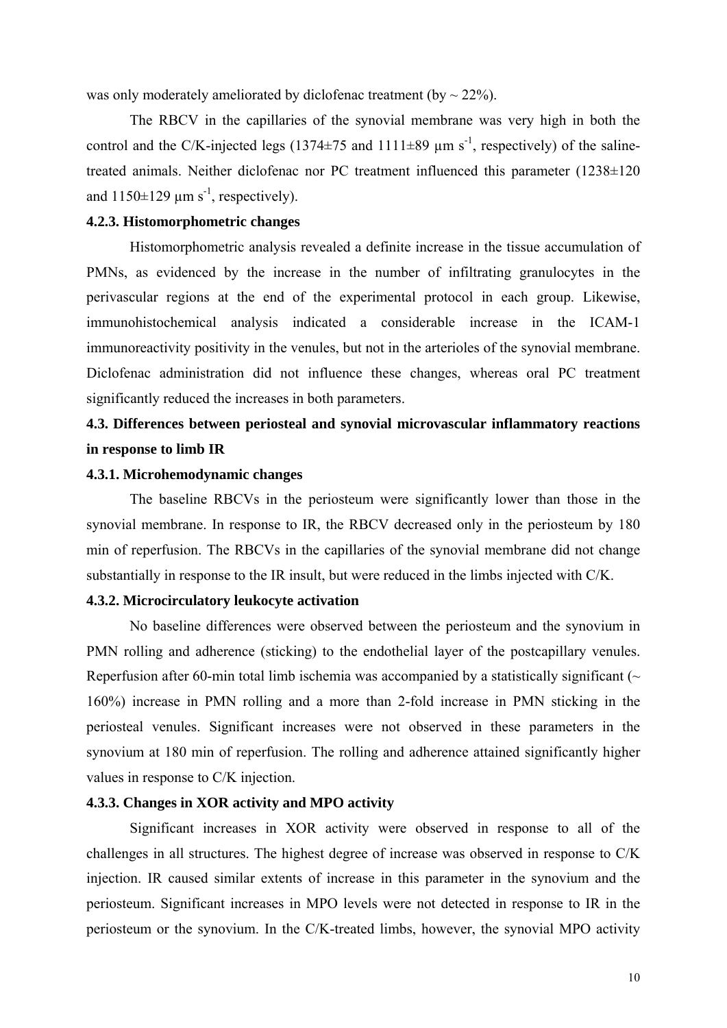was only moderately ameliorated by diclofenac treatment (by ~ 22%).

The RBCV in the capillaries of the synovial membrane was very high in both the control and the C/K-injected legs (1374±75 and 1111±89 μm $s^{-1}$, respectively) of the saline-treated animals. Neither diclofenac nor PC treatment influenced this parameter (1238±120 and 1150±129 μm $s^{-1}$, respectively).

### 4.2.3. Histomorphometric changes

Histomorphometric analysis revealed a definite increase in the tissue accumulation of PMNs, as evidenced by the increase in the number of infiltrating granulocytes in the perivascular regions at the end of the experimental protocol in each group. Likewise, immunohistochemical analysis indicated a considerable increase in the ICAM-1 immunoreactivity positivity in the venules, but not in the arterioles of the synovial membrane. Diclofenac administration did not influence these changes, whereas oral PC treatment significantly reduced the increases in both parameters.

## 4.3. Differences between periosteal and synovial microvascular inflammatory reactions in response to limb IR

### 4.3.1. Microhemodynamic changes

The baseline RBCVs in the periosteum were significantly lower than those in the synovial membrane. In response to IR, the RBCV decreased only in the periosteum by 180 min of reperfusion. The RBCVs in the capillaries of the synovial membrane did not change substantially in response to the IR insult, but were reduced in the limbs injected with C/K.

### 4.3.2. Microcirculatory leukocyte activation

No baseline differences were observed between the periosteum and the synovium in PMN rolling and adherence (sticking) to the endothelial layer of the postcapillary venules. Reperfusion after 60-min total limb ischemia was accompanied by a statistically significant (~ 160%) increase in PMN rolling and a more than 2-fold increase in PMN sticking in the periosteal venules. Significant increases were not observed in these parameters in the synovium at 180 min of reperfusion. The rolling and adherence attained significantly higher values in response to C/K injection.

### 4.3.3. Changes in XOR activity and MPO activity

Significant increases in XOR activity were observed in response to all of the challenges in all structures. The highest degree of increase was observed in response to C/K injection. IR caused similar extents of increase in this parameter in the synovium and the periosteum. Significant increases in MPO levels were not detected in response to IR in the periosteum or the synovium. In the C/K-treated limbs, however, the synovial MPO activity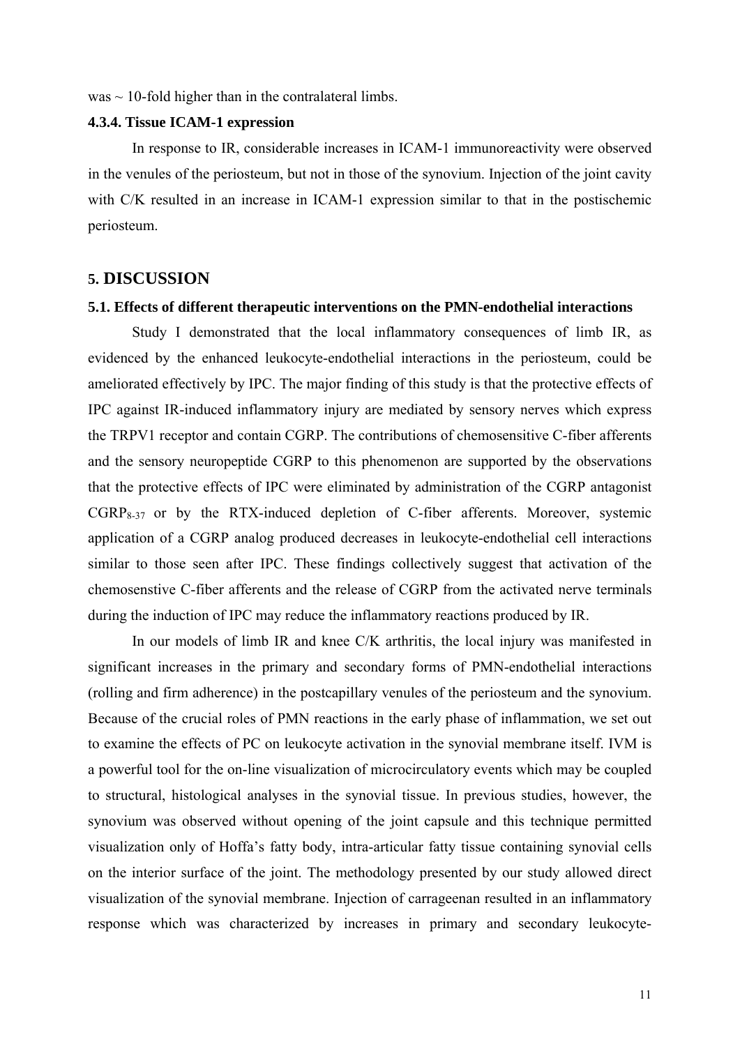was ~ 10-fold higher than in the contralateral limbs.

#### 4.3.4. Tissue ICAM-1 expression

In response to IR, considerable increases in ICAM-1 immunoreactivity were observed in the venules of the periosteum, but not in those of the synovium. Injection of the joint cavity with C/K resulted in an increase in ICAM-1 expression similar to that in the postischemic periosteum.

## 5. DISCUSSION

### 5.1. Effects of different therapeutic interventions on the PMN-endothelial interactions

Study I demonstrated that the local inflammatory consequences of limb IR, as evidenced by the enhanced leukocyte-endothelial interactions in the periosteum, could be ameliorated effectively by IPC. The major finding of this study is that the protective effects of IPC against IR-induced inflammatory injury are mediated by sensory nerves which express the TRPV1 receptor and contain CGRP. The contributions of chemosensitive C-fiber afferents and the sensory neuropeptide CGRP to this phenomenon are supported by the observations that the protective effects of IPC were eliminated by administration of the CGRP antagonist $CGRP_{8\text{-}37}$ or by the RTX-induced depletion of C-fiber afferents. Moreover, systemic application of a CGRP analog produced decreases in leukocyte-endothelial cell interactions similar to those seen after IPC. These findings collectively suggest that activation of the chemosenstive C-fiber afferents and the release of CGRP from the activated nerve terminals during the induction of IPC may reduce the inflammatory reactions produced by IR.

In our models of limb IR and knee C/K arthritis, the local injury was manifested in significant increases in the primary and secondary forms of PMN-endothelial interactions (rolling and firm adherence) in the postcapillary venules of the periosteum and the synovium. Because of the crucial roles of PMN reactions in the early phase of inflammation, we set out to examine the effects of PC on leukocyte activation in the synovial membrane itself. IVM is a powerful tool for the on-line visualization of microcirculatory events which may be coupled to structural, histological analyses in the synovial tissue. In previous studies, however, the synovium was observed without opening of the joint capsule and this technique permitted visualization only of Hoffa's fatty body, intra-articular fatty tissue containing synovial cells on the interior surface of the joint. The methodology presented by our study allowed direct visualization of the synovial membrane. Injection of carrageenan resulted in an inflammatory response which was characterized by increases in primary and secondary leukocyte-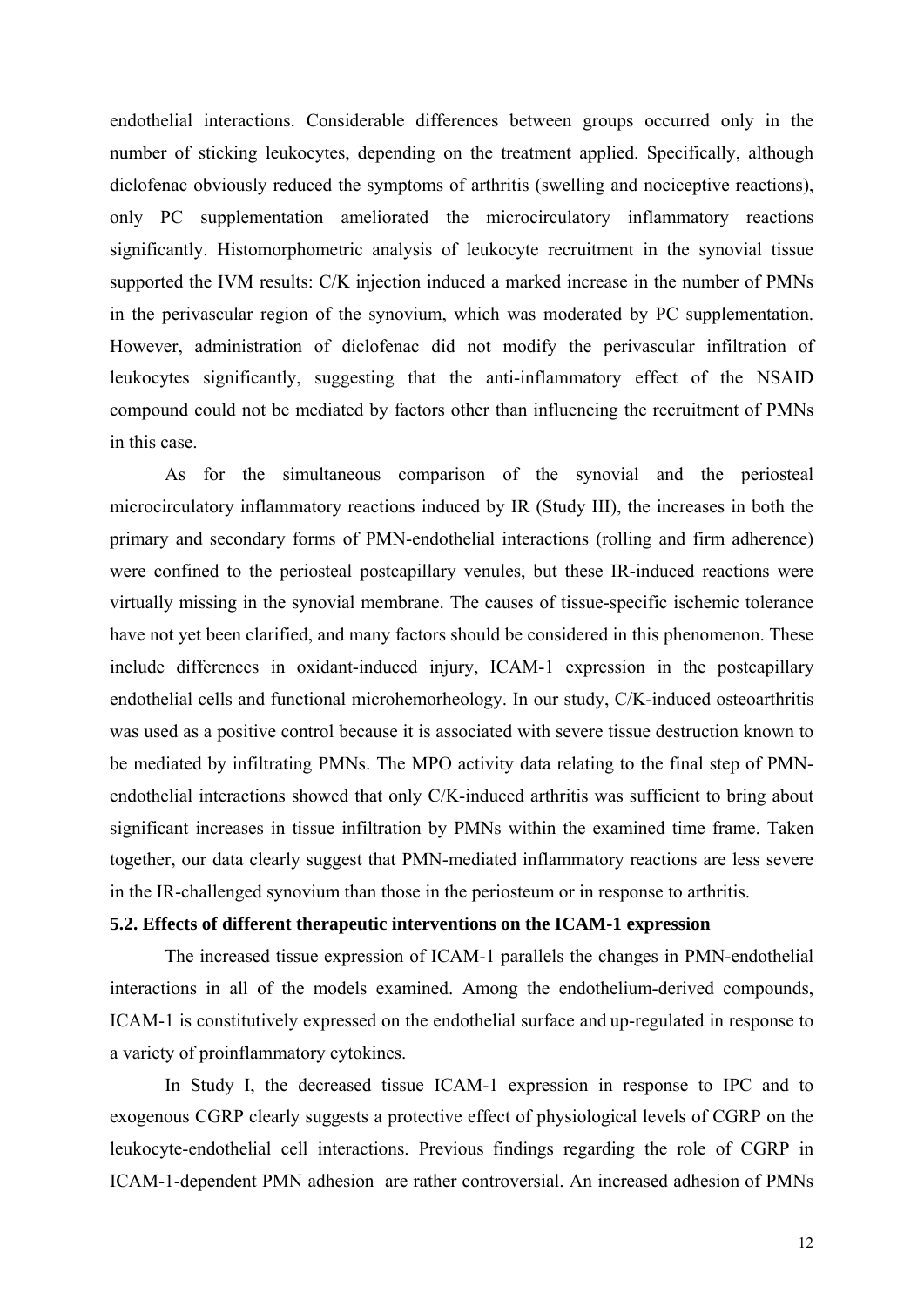endothelial interactions. Considerable differences between groups occurred only in the number of sticking leukocytes, depending on the treatment applied. Specifically, although diclofenac obviously reduced the symptoms of arthritis (swelling and nociceptive reactions), only PC supplementation ameliorated the microcirculatory inflammatory reactions significantly. Histomorphometric analysis of leukocyte recruitment in the synovial tissue supported the IVM results: C/K injection induced a marked increase in the number of PMNs in the perivascular region of the synovium, which was moderated by PC supplementation. However, administration of diclofenac did not modify the perivascular infiltration of leukocytes significantly, suggesting that the anti-inflammatory effect of the NSAID compound could not be mediated by factors other than influencing the recruitment of PMNs in this case.

As for the simultaneous comparison of the synovial and the periosteal microcirculatory inflammatory reactions induced by IR (Study III), the increases in both the primary and secondary forms of PMN-endothelial interactions (rolling and firm adherence) were confined to the periosteal postcapillary venules, but these IR-induced reactions were virtually missing in the synovial membrane. The causes of tissue-specific ischemic tolerance have not yet been clarified, and many factors should be considered in this phenomenon. These include differences in oxidant-induced injury, ICAM-1 expression in the postcapillary endothelial cells and functional microhemorheology. In our study, C/K-induced osteoarthritis was used as a positive control because it is associated with severe tissue destruction known to be mediated by infiltrating PMNs. The MPO activity data relating to the final step of PMN-endothelial interactions showed that only C/K-induced arthritis was sufficient to bring about significant increases in tissue infiltration by PMNs within the examined time frame. Taken together, our data clearly suggest that PMN-mediated inflammatory reactions are less severe in the IR-challenged synovium than those in the periosteum or in response to arthritis.

### 5.2. Effects of different therapeutic interventions on the ICAM-1 expression

The increased tissue expression of ICAM-1 parallels the changes in PMN-endothelial interactions in all of the models examined. Among the endothelium-derived compounds, ICAM-1 is constitutively expressed on the endothelial surface and up-regulated in response to a variety of proinflammatory cytokines.

In Study I, the decreased tissue ICAM-1 expression in response to IPC and to exogenous CGRP clearly suggests a protective effect of physiological levels of CGRP on the leukocyte-endothelial cell interactions. Previous findings regarding the role of CGRP in ICAM-1-dependent PMN adhesion are rather controversial. An increased adhesion of PMNs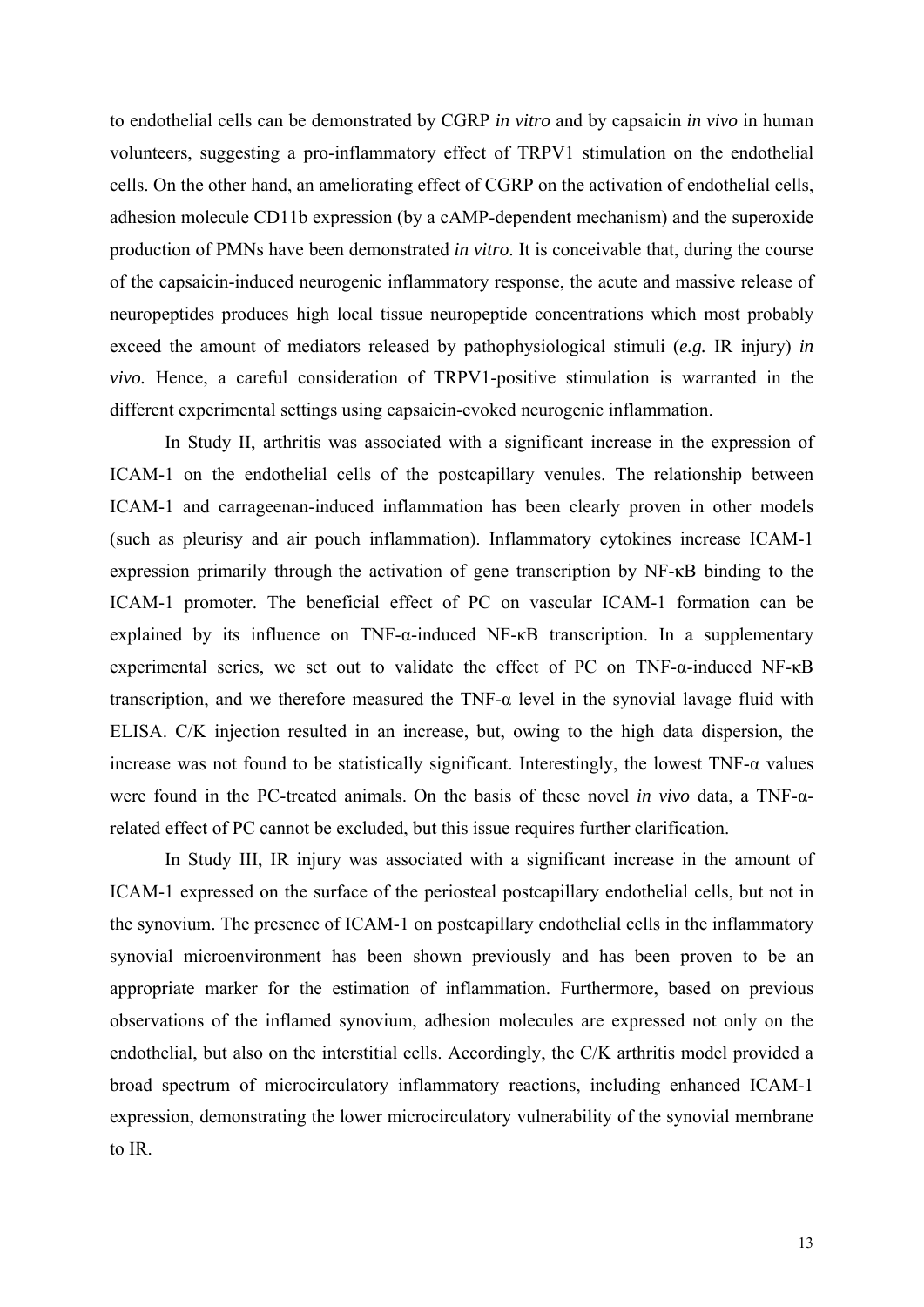to endothelial cells can be demonstrated by CGRP *in vitro* and by capsaicin *in vivo* in human volunteers, suggesting a pro-inflammatory effect of TRPV1 stimulation on the endothelial cells. On the other hand, an ameliorating effect of CGRP on the activation of endothelial cells, adhesion molecule CD11b expression (by a cAMP-dependent mechanism) and the superoxide production of PMNs have been demonstrated *in vitro*. It is conceivable that, during the course of the capsaicin-induced neurogenic inflammatory response, the acute and massive release of neuropeptides produces high local tissue neuropeptide concentrations which most probably exceed the amount of mediators released by pathophysiological stimuli (*e.g.* IR injury) *in vivo.* Hence, a careful consideration of TRPV1-positive stimulation is warranted in the different experimental settings using capsaicin-evoked neurogenic inflammation.

In Study II, arthritis was associated with a significant increase in the expression of ICAM-1 on the endothelial cells of the postcapillary venules. The relationship between ICAM-1 and carrageenan-induced inflammation has been clearly proven in other models (such as pleurisy and air pouch inflammation). Inflammatory cytokines increase ICAM-1 expression primarily through the activation of gene transcription by NF-κB binding to the ICAM-1 promoter. The beneficial effect of PC on vascular ICAM-1 formation can be explained by its influence on TNF-α-induced NF-κB transcription. In a supplementary experimental series, we set out to validate the effect of PC on TNF-α-induced NF-κB transcription, and we therefore measured the TNF-α level in the synovial lavage fluid with ELISA. C/K injection resulted in an increase, but, owing to the high data dispersion, the increase was not found to be statistically significant. Interestingly, the lowest TNF-α values were found in the PC-treated animals. On the basis of these novel *in vivo* data, a TNF-α-related effect of PC cannot be excluded, but this issue requires further clarification.

In Study III, IR injury was associated with a significant increase in the amount of ICAM-1 expressed on the surface of the periosteal postcapillary endothelial cells, but not in the synovium. The presence of ICAM-1 on postcapillary endothelial cells in the inflammatory synovial microenvironment has been shown previously and has been proven to be an appropriate marker for the estimation of inflammation. Furthermore, based on previous observations of the inflamed synovium, adhesion molecules are expressed not only on the endothelial, but also on the interstitial cells. Accordingly, the C/K arthritis model provided a broad spectrum of microcirculatory inflammatory reactions, including enhanced ICAM-1 expression, demonstrating the lower microcirculatory vulnerability of the synovial membrane to IR.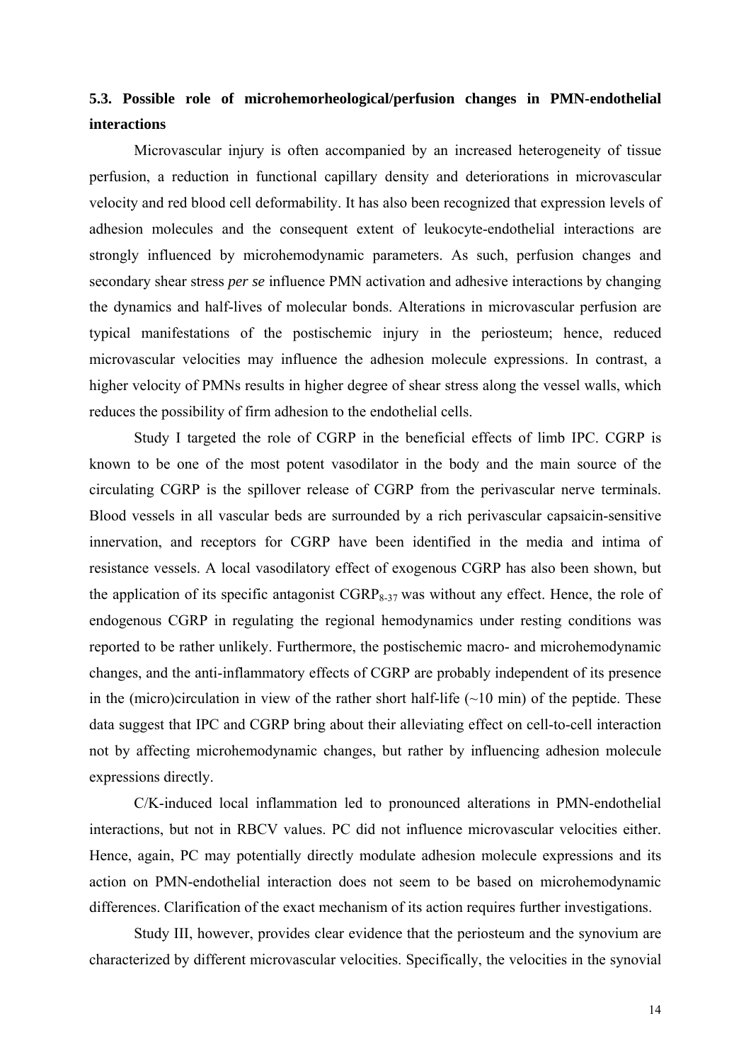### 5.3. Possible role of microhemorheological/perfusion changes in PMN-endothelial interactions

Microvascular injury is often accompanied by an increased heterogeneity of tissue perfusion, a reduction in functional capillary density and deteriorations in microvascular velocity and red blood cell deformability. It has also been recognized that expression levels of adhesion molecules and the consequent extent of leukocyte-endothelial interactions are strongly influenced by microhemodynamic parameters. As such, perfusion changes and secondary shear stress *per se* influence PMN activation and adhesive interactions by changing the dynamics and half-lives of molecular bonds. Alterations in microvascular perfusion are typical manifestations of the postischemic injury in the periosteum; hence, reduced microvascular velocities may influence the adhesion molecule expressions. In contrast, a higher velocity of PMNs results in higher degree of shear stress along the vessel walls, which reduces the possibility of firm adhesion to the endothelial cells.

Study I targeted the role of CGRP in the beneficial effects of limb IPC. CGRP is known to be one of the most potent vasodilator in the body and the main source of the circulating CGRP is the spillover release of CGRP from the perivascular nerve terminals. Blood vessels in all vascular beds are surrounded by a rich perivascular capsaicin-sensitive innervation, and receptors for CGRP have been identified in the media and intima of resistance vessels. A local vasodilatory effect of exogenous CGRP has also been shown, but the application of its specific antagonist $CGRP_{8\text{-}37}$ was without any effect. Hence, the role of endogenous CGRP in regulating the regional hemodynamics under resting conditions was reported to be rather unlikely. Furthermore, the postischemic macro- and microhemodynamic changes, and the anti-inflammatory effects of CGRP are probably independent of its presence in the (micro)circulation in view of the rather short half-life (~10 min) of the peptide. These data suggest that IPC and CGRP bring about their alleviating effect on cell-to-cell interaction not by affecting microhemodynamic changes, but rather by influencing adhesion molecule expressions directly.

C/K-induced local inflammation led to pronounced alterations in PMN-endothelial interactions, but not in RBCV values. PC did not influence microvascular velocities either. Hence, again, PC may potentially directly modulate adhesion molecule expressions and its action on PMN-endothelial interaction does not seem to be based on microhemodynamic differences. Clarification of the exact mechanism of its action requires further investigations.

Study III, however, provides clear evidence that the periosteum and the synovium are characterized by different microvascular velocities. Specifically, the velocities in the synovial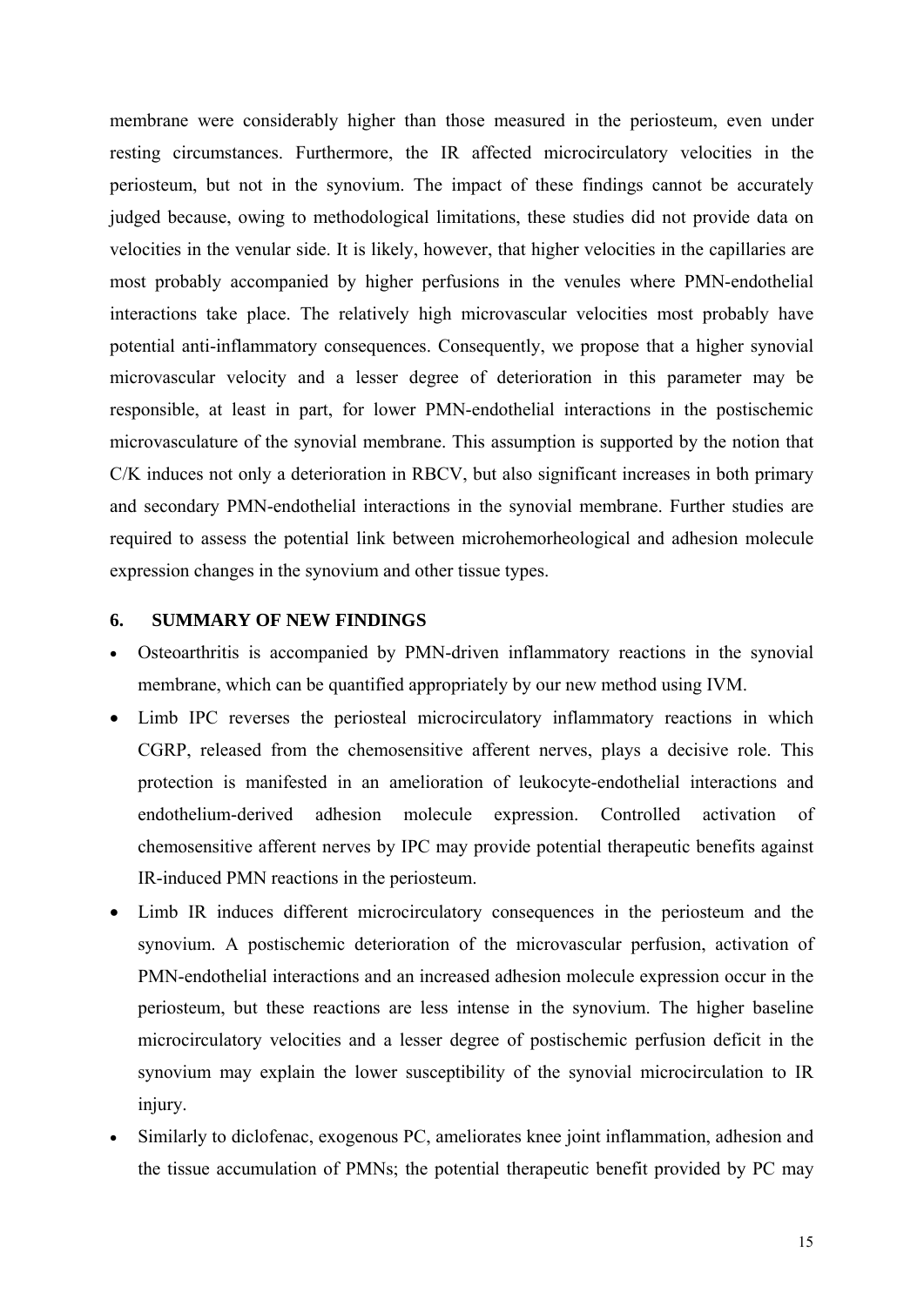membrane were considerably higher than those measured in the periosteum, even under resting circumstances. Furthermore, the IR affected microcirculatory velocities in the periosteum, but not in the synovium. The impact of these findings cannot be accurately judged because, owing to methodological limitations, these studies did not provide data on velocities in the venular side. It is likely, however, that higher velocities in the capillaries are most probably accompanied by higher perfusions in the venules where PMN-endothelial interactions take place. The relatively high microvascular velocities most probably have potential anti-inflammatory consequences. Consequently, we propose that a higher synovial microvascular velocity and a lesser degree of deterioration in this parameter may be responsible, at least in part, for lower PMN-endothelial interactions in the postischemic microvasculature of the synovial membrane. This assumption is supported by the notion that C/K induces not only a deterioration in RBCV, but also significant increases in both primary and secondary PMN-endothelial interactions in the synovial membrane. Further studies are required to assess the potential link between microhemorheological and adhesion molecule expression changes in the synovium and other tissue types.

## 6. SUMMARY OF NEW FINDINGS

- Osteoarthritis is accompanied by PMN-driven inflammatory reactions in the synovial membrane, which can be quantified appropriately by our new method using IVM.
- Limb IPC reverses the periosteal microcirculatory inflammatory reactions in which CGRP, released from the chemosensitive afferent nerves, plays a decisive role. This protection is manifested in an amelioration of leukocyte-endothelial interactions and endothelium-derived adhesion molecule expression. Controlled activation of chemosensitive afferent nerves by IPC may provide potential therapeutic benefits against IR-induced PMN reactions in the periosteum.
- Limb IR induces different microcirculatory consequences in the periosteum and the synovium. A postischemic deterioration of the microvascular perfusion, activation of PMN-endothelial interactions and an increased adhesion molecule expression occur in the periosteum, but these reactions are less intense in the synovium. The higher baseline microcirculatory velocities and a lesser degree of postischemic perfusion deficit in the synovium may explain the lower susceptibility of the synovial microcirculation to IR injury.
- Similarly to diclofenac, exogenous PC, ameliorates knee joint inflammation, adhesion and the tissue accumulation of PMNs; the potential therapeutic benefit provided by PC may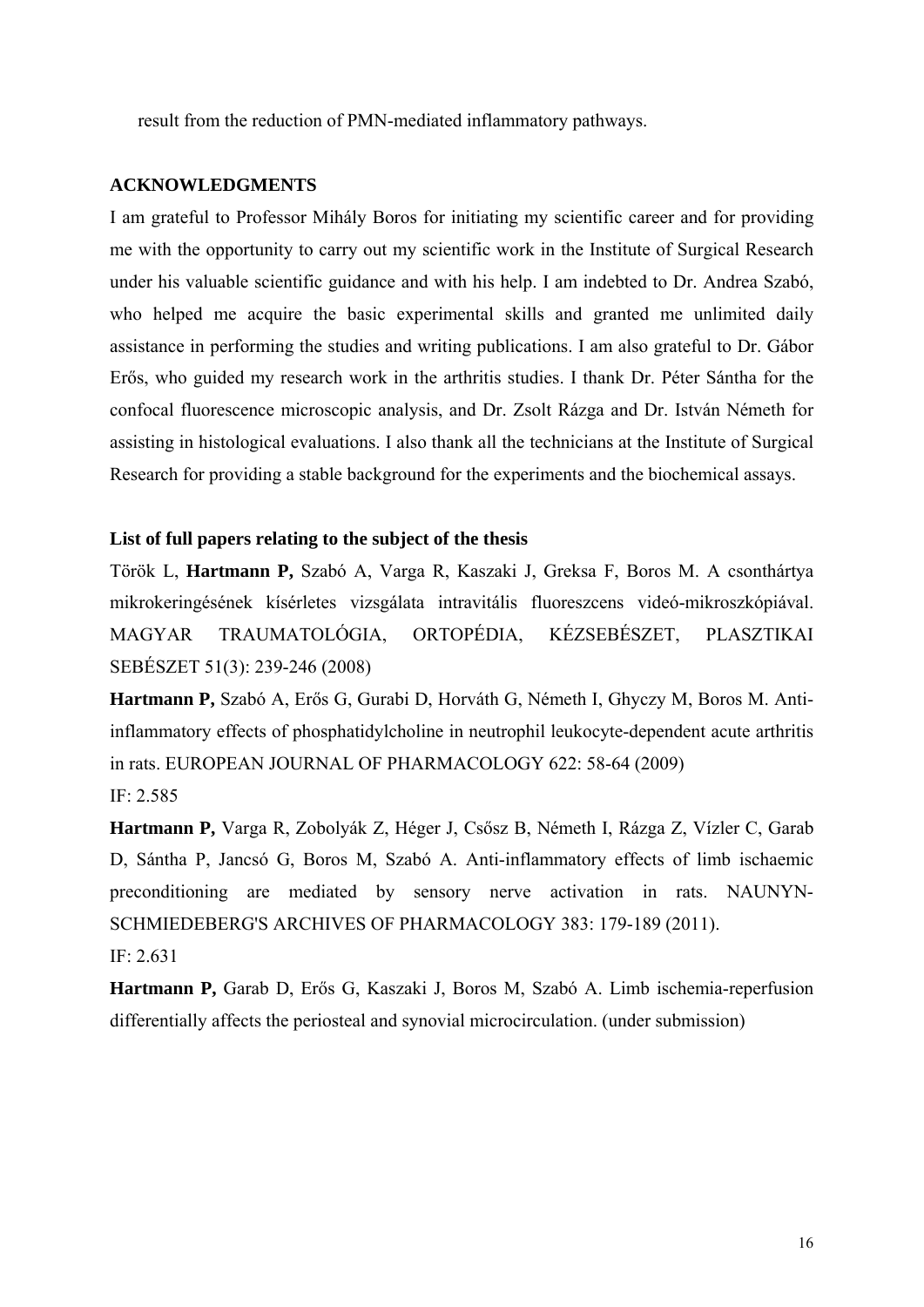result from the reduction of PMN-mediated inflammatory pathways.

## ACKNOWLEDGMENTS

I am grateful to Professor Mihály Boros for initiating my scientific career and for providing me with the opportunity to carry out my scientific work in the Institute of Surgical Research under his valuable scientific guidance and with his help. I am indebted to Dr. Andrea Szabó, who helped me acquire the basic experimental skills and granted me unlimited daily assistance in performing the studies and writing publications. I am also grateful to Dr. Gábor Erős, who guided my research work in the arthritis studies. I thank Dr. Péter Sántha for the confocal fluorescence microscopic analysis, and Dr. Zsolt Rázga and Dr. István Németh for assisting in histological evaluations. I also thank all the technicians at the Institute of Surgical Research for providing a stable background for the experiments and the biochemical assays.

### List of full papers relating to the subject of the thesis

Török L, **Hartmann P,** Szabó A, Varga R, Kaszaki J, Greksa F, Boros M. A csonthártya mikrokeringésének kísérletes vizsgálata intravitális fluoreszcens videó-mikroszkópiával. MAGYAR TRAUMATOLÓGIA, ORTOPÉDIA, KÉZSEBÉSZET, PLASZTIKAI SEBÉSZET 51(3): 239-246 (2008)

**Hartmann P,** Szabó A, Erős G, Gurabi D, Horváth G, Németh I, Ghyczy M, Boros M. Anti-inflammatory effects of phosphatidylcholine in neutrophil leukocyte-dependent acute arthritis in rats. EUROPEAN JOURNAL OF PHARMACOLOGY 622: 58-64 (2009)
IF: 2.585

**Hartmann P,** Varga R, Zobolyák Z, Héger J, Csősz B, Németh I, Rázga Z, Vízler C, Garab D, Sántha P, Jancsó G, Boros M, Szabó A. Anti-inflammatory effects of limb ischaemic preconditioning are mediated by sensory nerve activation in rats. NAUNYN-SCHMIEDEBERG'S ARCHIVES OF PHARMACOLOGY 383: 179-189 (2011).
IF: 2.631

**Hartmann P,** Garab D, Erős G, Kaszaki J, Boros M, Szabó A. Limb ischemia-reperfusion differentially affects the periosteal and synovial microcirculation. (under submission)